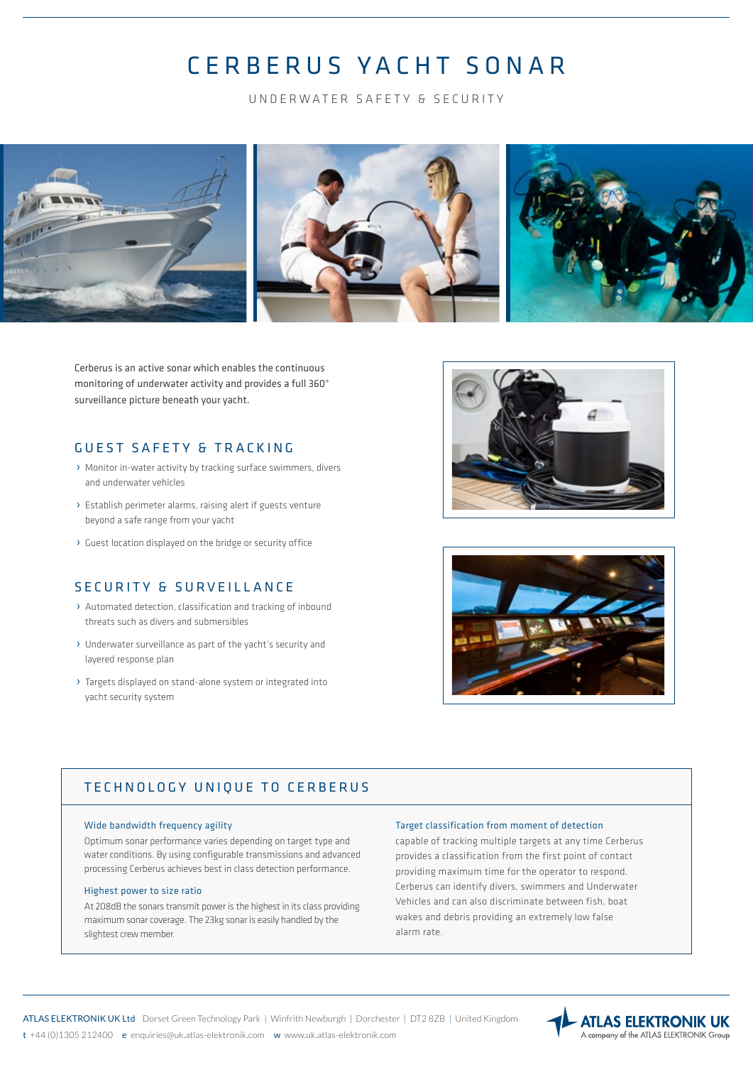# CERBERUS YACHT SONAR

UNDERWATER SAFETY & SECURITY

Cerberus is an active sonar which enables the continuous monitoring of underwater activity and provides a full 360° surveillance picture beneath your yacht.

## GUEST SAFETY & TRACKING

- Monitor in-water activity by tracking surface swimmers, divers and underwater vehicles
- Establish perimeter alarms, raising alert if guests venture beyond a safe range from your yacht
- Guest location displayed on the bridge or security office

## SECURITY & SURVEILLANCE

- Automated detection, classification and tracking of inbound threats such as divers and submersibles
- Underwater surveillance as part of the yacht's security and layered response plan
- Targets displayed on stand-alone system or integrated into yacht security system

## TECHNOLOGY UNIQUE TO CERBERUS

### Wide bandwidth frequency agility

Optimum sonar performance varies depending on target type and water conditions. By using configurable transmissions and advanced processing Cerberus achieves best in class detection performance.

### Highest power to size ratio

At 208dB the sonars transmit power is the highest in its class providing maximum sonar coverage. The 23kg sonar is easily handled by the slightest crew member.

### Target classification from moment of detection

capable of tracking multiple targets at any time Cerberus provides a classification from the first point of contact providing maximum time for the operator to respond. Cerberus can identify divers, swimmers and Underwater Vehicles and can also discriminate between fish, boat wakes and debris providing an extremely low false alarm rate.

ATLAS ELEKTRONIK UK Ltd Dorset Green Technology Park | Winfrith Newburgh | Dorchester | DT2 8ZB | United Kingdom
t +44 (0)1305 212400 e enquiries@uk.atlas-elektronik.com w www.uk.atlas-elektronik.com

ATLAS ELEKTRONIK UK
A company of the ATLAS ELEKTRONIK Group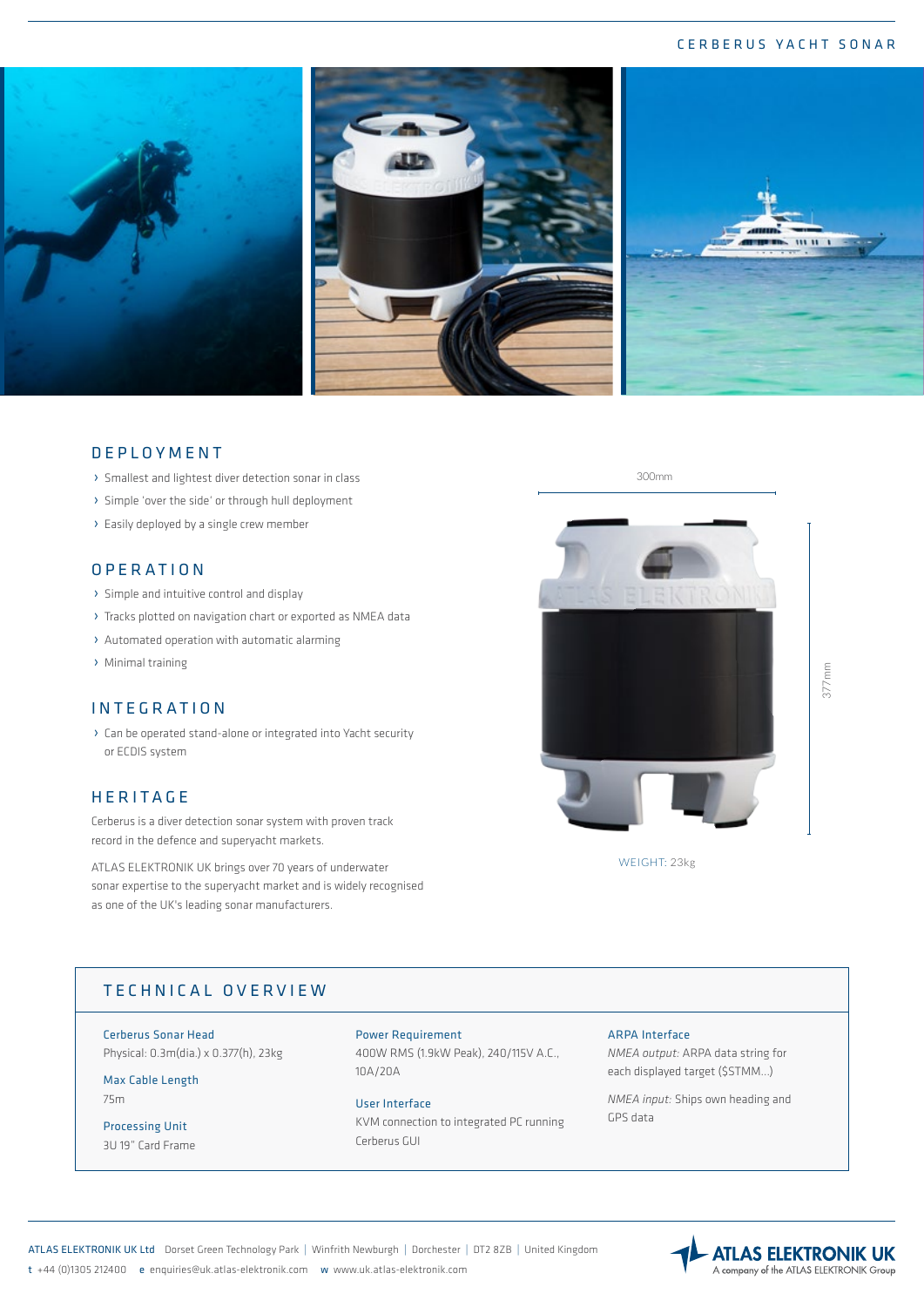## DEPLOYMENT

- Smallest and lightest diver detection sonar in class
- Simple 'over the side' or through hull deployment
- Easily deployed by a single crew member

## OPERATION

- Simple and intuitive control and display
- Tracks plotted on navigation chart or exported as NMEA data
- Automated operation with automatic alarming
- Minimal training

## INTEGRATION

- Can be operated stand-alone or integrated into Yacht security or ECDIS system

## HERITAGE

Cerberus is a diver detection sonar system with proven track record in the defence and superyacht markets.

ATLAS ELEKTRONIK UK brings over 70 years of underwater sonar expertise to the superyacht market and is widely recognised as one of the UK's leading sonar manufacturers.

300mm

377mm

WEIGHT: 23kg

## TECHNICAL OVERVIEW

**Cerberus Sonar Head**
Physical: 0.3m(dia.) x 0.377(h), 23kg

**Max Cable Length**
75m

**Processing Unit**
3U 19" Card Frame

**Power Requirement**
400W RMS (1.9kW Peak), 240/115V A.C., 10A/20A

**User Interface**
KVM connection to integrated PC running Cerberus GUI

**ARPA Interface**
*NMEA output:* ARPA data string for each displayed target ($STMM...)

*NMEA input:* Ships own heading and GPS data

ATLAS ELEKTRONIK UK Ltd | Dorset Green Technology Park | Winfrith Newburgh | Dorchester | DT2 8ZB | United Kingdom
t +44 (0)1305 212400 e enquiries@uk.atlas-elektronik.com w www.uk.atlas-elektronik.com

ATLAS ELEKTRONIK UK
A company of the ATLAS ELEKTRONIK Group